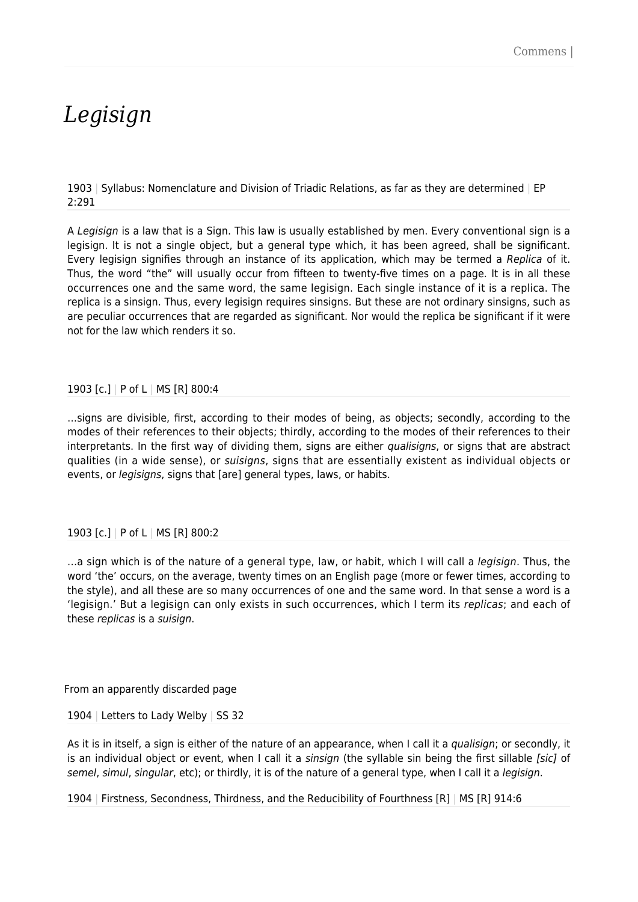# *Legisign*

1903 | Syllabus: Nomenclature and Division of Triadic Relations, as far as they are determined | EP 2:291

A *Legisign* is a law that is a Sign. This law is usually established by men. Every conventional sign is a legisign. It is not a single object, but a general type which, it has been agreed, shall be significant. Every legisign signifies through an instance of its application, which may be termed a *Replica* of it. Thus, the word "the" will usually occur from fifteen to twenty-five times on a page. It is in all these occurrences one and the same word, the same legisign. Each single instance of it is a replica. The replica is a sinsign. Thus, every legisign requires sinsigns. But these are not ordinary sinsigns, such as are peculiar occurrences that are regarded as significant. Nor would the replica be significant if it were not for the law which renders it so.

1903 [c.] | P of L | MS [R] 800:4

…signs are divisible, first, according to their modes of being, as objects; secondly, according to the modes of their references to their objects; thirdly, according to the modes of their references to their interpretants. In the first way of dividing them, signs are either *qualisigns*, or signs that are abstract qualities (in a wide sense), or *suisigns*, signs that are essentially existent as individual objects or events, or *legisigns*, signs that [are] general types, laws, or habits.

1903 [c.] | P of L | MS [R] 800:2

…a sign which is of the nature of a general type, law, or habit, which I will call a *legisign*. Thus, the word 'the' occurs, on the average, twenty times on an English page (more or fewer times, according to the style), and all these are so many occurrences of one and the same word. In that sense a word is a 'legisign.' But a legisign can only exists in such occurrences, which I term its *replicas*; and each of these *replicas* is a *suisign*.

From an apparently discarded page

1904 | Letters to Lady Welby | SS 32

As it is in itself, a sign is either of the nature of an appearance, when I call it a *qualisign*; or secondly, it is an individual object or event, when I call it a *sinsign* (the syllable sin being the first sillable *[sic]* of *semel*, *simul*, *singular*, etc); or thirdly, it is of the nature of a general type, when I call it a *legisign*.

1904 | Firstness, Secondness, Thirdness, and the Reducibility of Fourthness [R] | MS [R] 914:6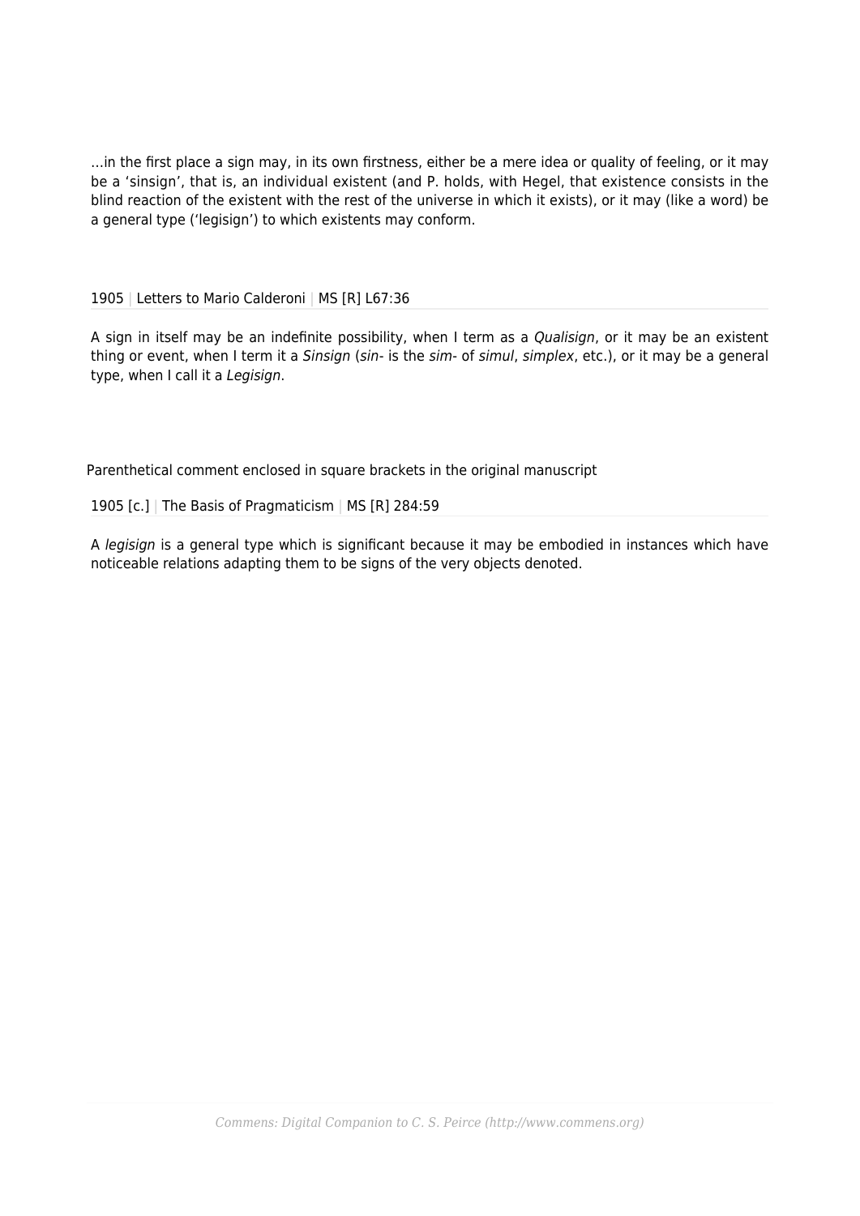…in the first place a sign may, in its own firstness, either be a mere idea or quality of feeling, or it may be a 'sinsign', that is, an individual existent (and P. holds, with Hegel, that existence consists in the blind reaction of the existent with the rest of the universe in which it exists), or it may (like a word) be a general type ('legisign') to which existents may conform.

1905 | Letters to Mario Calderoni | MS [R] L67:36

A sign in itself may be an indefinite possibility, when I term as a *Qualisign*, or it may be an existent thing or event, when I term it a *Sinsign* (*sin-* is the *sim-* of *simul*, *simplex*, etc.), or it may be a general type, when I call it a *Legisign*.

Parenthetical comment enclosed in square brackets in the original manuscript

1905 [c.] | The Basis of Pragmaticism | MS [R] 284:59

A *legisign* is a general type which is significant because it may be embodied in instances which have noticeable relations adapting them to be signs of the very objects denoted.